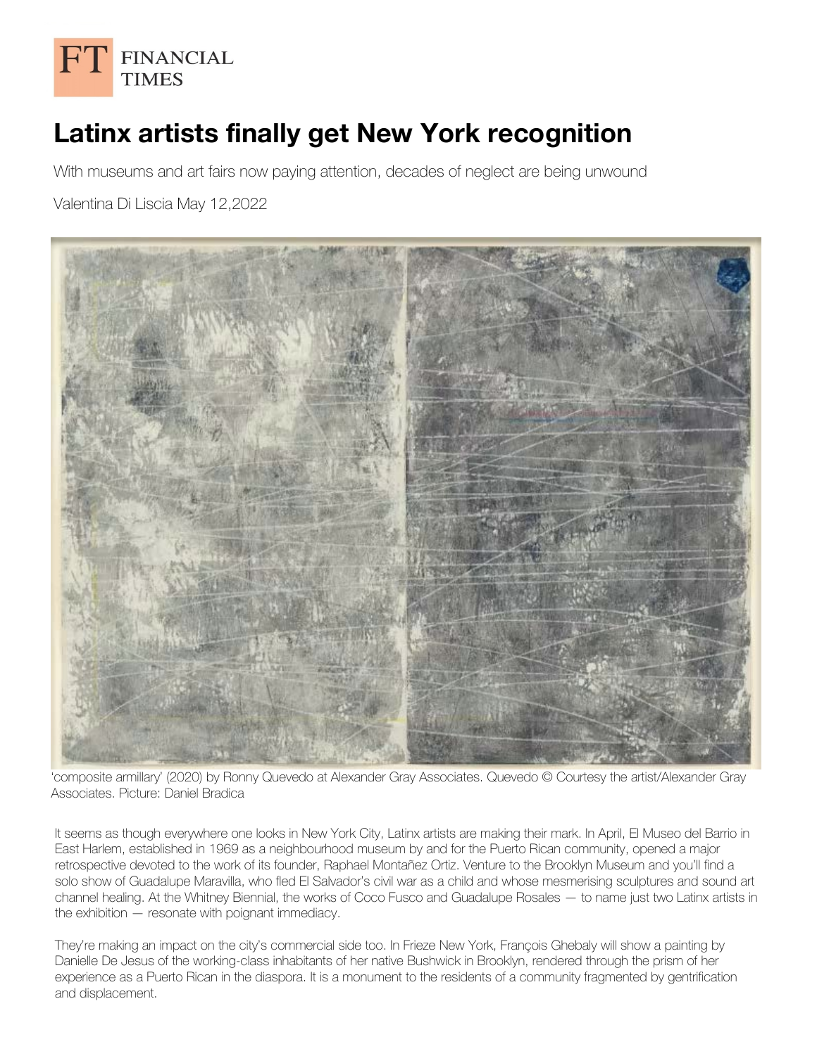FT FINANCIAL TIMES

# Latinx artists finally get New York recognition

With museums and art fairs now paying attention, decades of neglect are being unwound

Valentina Di Liscia May 12,2022

'composite armillary' (2020) by Ronny Quevedo at Alexander Gray Associates. Quevedo © Courtesy the artist/Alexander Gray Associates. Picture: Daniel Bradica

It seems as though everywhere one looks in New York City, Latinx artists are making their mark. In April, El Museo del Barrio in East Harlem, established in 1969 as a neighbourhood museum by and for the Puerto Rican community, opened a major retrospective devoted to the work of its founder, Raphael Montañez Ortiz. Venture to the Brooklyn Museum and you'll find a solo show of Guadalupe Maravilla, who fled El Salvador's civil war as a child and whose mesmerising sculptures and sound art channel healing. At the Whitney Biennial, the works of Coco Fusco and Guadalupe Rosales — to name just two Latinx artists in the exhibition — resonate with poignant immediacy.

They're making an impact on the city's commercial side too. In Frieze New York, François Ghebaly will show a painting by Danielle De Jesus of the working-class inhabitants of her native Bushwick in Brooklyn, rendered through the prism of her experience as a Puerto Rican in the diaspora. It is a monument to the residents of a community fragmented by gentrification and displacement.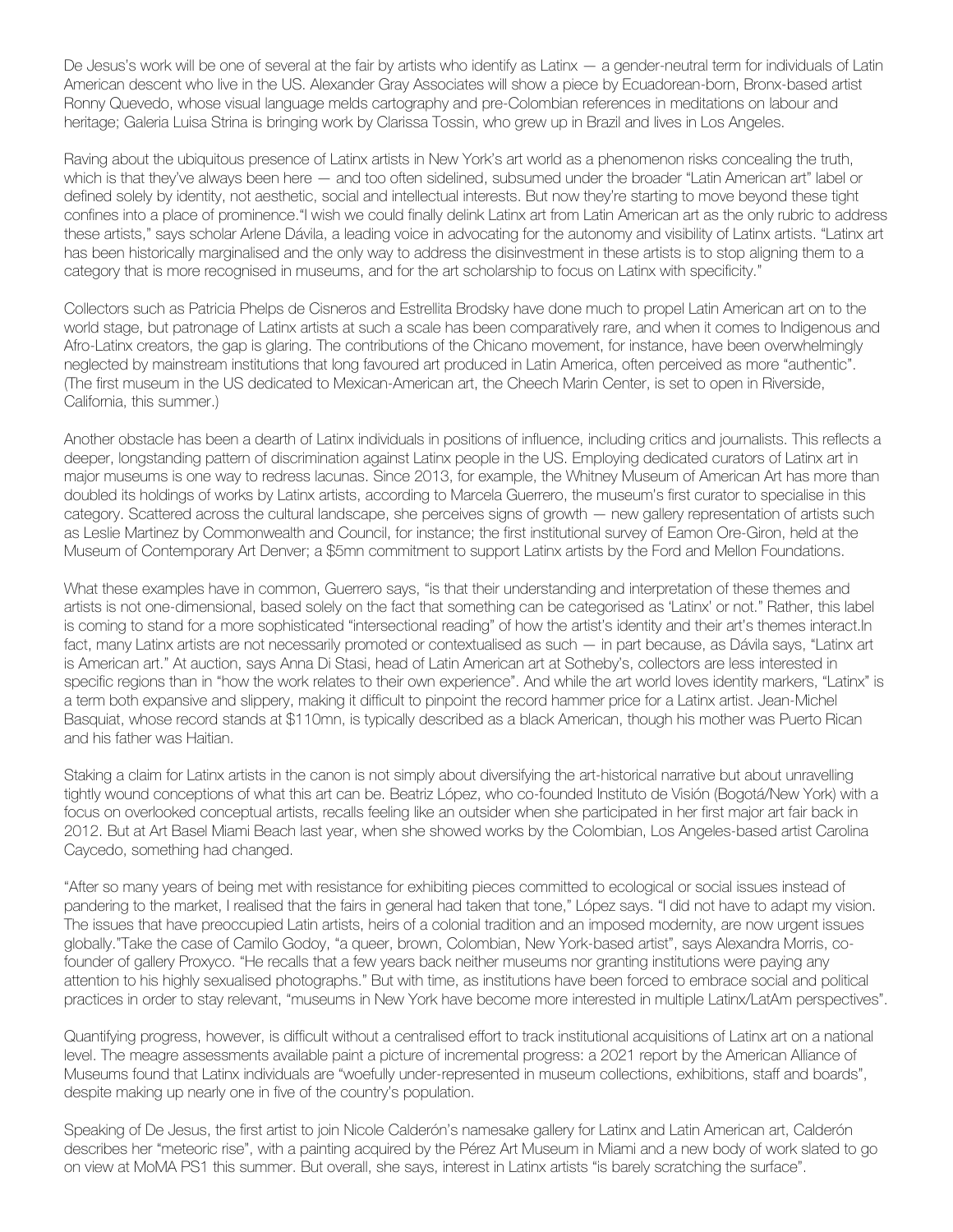De Jesus's work will be one of several at the fair by artists who identify as Latinx — a gender-neutral term for individuals of Latin American descent who live in the US. Alexander Gray Associates will show a piece by Ecuadorean-born, Bronx-based artist Ronny Quevedo, whose visual language melds cartography and pre-Colombian references in meditations on labour and heritage; Galeria Luisa Strina is bringing work by Clarissa Tossin, who grew up in Brazil and lives in Los Angeles.

Raving about the ubiquitous presence of Latinx artists in New York's art world as a phenomenon risks concealing the truth, which is that they've always been here — and too often sidelined, subsumed under the broader "Latin American art" label or defined solely by identity, not aesthetic, social and intellectual interests. But now they're starting to move beyond these tight confines into a place of prominence."I wish we could finally delink Latinx art from Latin American art as the only rubric to address these artists," says scholar Arlene Dávila, a leading voice in advocating for the autonomy and visibility of Latinx artists. "Latinx art has been historically marginalised and the only way to address the disinvestment in these artists is to stop aligning them to a category that is more recognised in museums, and for the art scholarship to focus on Latinx with specificity."

Collectors such as Patricia Phelps de Cisneros and Estrellita Brodsky have done much to propel Latin American art on to the world stage, but patronage of Latinx artists at such a scale has been comparatively rare, and when it comes to Indigenous and Afro-Latinx creators, the gap is glaring. The contributions of the Chicano movement, for instance, have been overwhelmingly neglected by mainstream institutions that long favoured art produced in Latin America, often perceived as more "authentic". (The first museum in the US dedicated to Mexican-American art, the Cheech Marin Center, is set to open in Riverside, California, this summer.)

Another obstacle has been a dearth of Latinx individuals in positions of influence, including critics and journalists. This reflects a deeper, longstanding pattern of discrimination against Latinx people in the US. Employing dedicated curators of Latinx art in major museums is one way to redress lacunas. Since 2013, for example, the Whitney Museum of American Art has more than doubled its holdings of works by Latinx artists, according to Marcela Guerrero, the museum's first curator to specialise in this category. Scattered across the cultural landscape, she perceives signs of growth — new gallery representation of artists such as Leslie Martinez by Commonwealth and Council, for instance; the first institutional survey of Eamon Ore-Giron, held at the Museum of Contemporary Art Denver; a $5mn commitment to support Latinx artists by the Ford and Mellon Foundations.

What these examples have in common, Guerrero says, "is that their understanding and interpretation of these themes and artists is not one-dimensional, based solely on the fact that something can be categorised as 'Latinx' or not." Rather, this label is coming to stand for a more sophisticated "intersectional reading" of how the artist's identity and their art's themes interact.In fact, many Latinx artists are not necessarily promoted or contextualised as such — in part because, as Dávila says, "Latinx art is American art." At auction, says Anna Di Stasi, head of Latin American art at Sotheby's, collectors are less interested in specific regions than in "how the work relates to their own experience". And while the art world loves identity markers, "Latinx" is a term both expansive and slippery, making it difficult to pinpoint the record hammer price for a Latinx artist. Jean-Michel Basquiat, whose record stands at $110mn, is typically described as a black American, though his mother was Puerto Rican and his father was Haitian.

Staking a claim for Latinx artists in the canon is not simply about diversifying the art-historical narrative but about unravelling tightly wound conceptions of what this art can be. Beatriz López, who co-founded Instituto de Visión (Bogotá/New York) with a focus on overlooked conceptual artists, recalls feeling like an outsider when she participated in her first major art fair back in 2012. But at Art Basel Miami Beach last year, when she showed works by the Colombian, Los Angeles-based artist Carolina Caycedo, something had changed.

"After so many years of being met with resistance for exhibiting pieces committed to ecological or social issues instead of pandering to the market, I realised that the fairs in general had taken that tone," López says. "I did not have to adapt my vision. The issues that have preoccupied Latin artists, heirs of a colonial tradition and an imposed modernity, are now urgent issues globally."Take the case of Camilo Godoy, "a queer, brown, Colombian, New York-based artist", says Alexandra Morris, co-founder of gallery Proxyco. "He recalls that a few years back neither museums nor granting institutions were paying any attention to his highly sexualised photographs." But with time, as institutions have been forced to embrace social and political practices in order to stay relevant, "museums in New York have become more interested in multiple Latinx/LatAm perspectives".

Quantifying progress, however, is difficult without a centralised effort to track institutional acquisitions of Latinx art on a national level. The meagre assessments available paint a picture of incremental progress: a 2021 report by the American Alliance of Museums found that Latinx individuals are "woefully under-represented in museum collections, exhibitions, staff and boards", despite making up nearly one in five of the country's population.

Speaking of De Jesus, the first artist to join Nicole Calderón's namesake gallery for Latinx and Latin American art, Calderón describes her "meteoric rise", with a painting acquired by the Pérez Art Museum in Miami and a new body of work slated to go on view at MoMA PS1 this summer. But overall, she says, interest in Latinx artists "is barely scratching the surface".